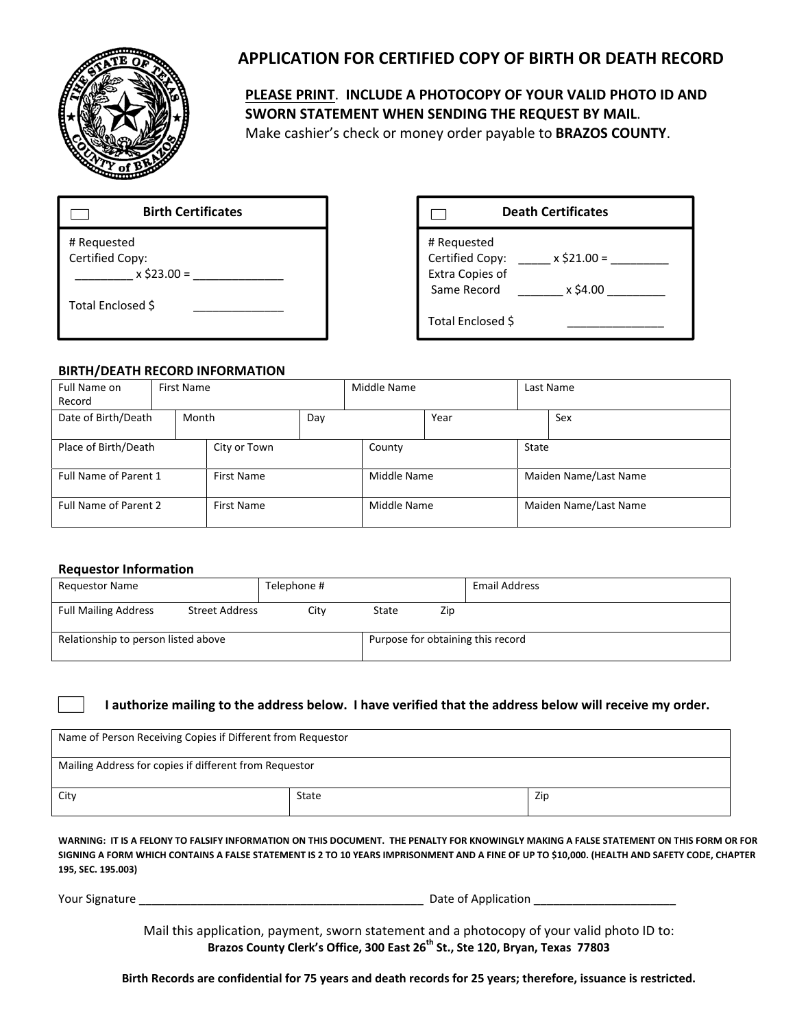# APPLICATION FOR CERTIFIED COPY OF BIRTH OR DEATH RECORD

**PLEASE PRINT. INCLUDE A PHOTOCOPY OF YOUR VALID PHOTO ID AND SWORN STATEMENT WHEN SENDING THE REQUEST BY MAIL.**
Make cashier's check or money order payable to **BRAZOS COUNTY**.

| ☐ **Birth Certificates** |
|---|
| # Requested<br>Certified Copy:<br>_________ x $23.00 = ______________<br><br>Total Enclosed $ ______________ |

| ☐ **Death Certificates** |
|---|
| # Requested<br>Certified Copy: _____ x $21.00 = _________<br>Extra Copies of<br>Same Record _______ x $4.00 _________<br><br>Total Enclosed $ _______________ |

**BIRTH/DEATH RECORD INFORMATION**

| Full Name on Record | First Name | Middle Name | Last Name |
|---|---|---|---|
| Date of Birth/Death | Month | Day | Year | Sex |
| Place of Birth/Death | City or Town | County | State |
| Full Name of Parent 1 | First Name | Middle Name | Maiden Name/Last Name |
| Full Name of Parent 2 | First Name | Middle Name | Maiden Name/Last Name |

**Requestor Information**

| Requestor Name | Telephone # | Email Address |
|---|---|---|
| Full Mailing Address Street Address City State Zip | | |
| Relationship to person listed above | Purpose for obtaining this record | |

☐ **I authorize mailing to the address below. I have verified that the address below will receive my order.**

| Name of Person Receiving Copies if Different from Requestor | | |
|---|---|---|
| Mailing Address for copies if different from Requestor | | |
| City | State | Zip |

**WARNING: IT IS A FELONY TO FALSIFY INFORMATION ON THIS DOCUMENT. THE PENALTY FOR KNOWINGLY MAKING A FALSE STATEMENT ON THIS FORM OR FOR SIGNING A FORM WHICH CONTAINS A FALSE STATEMENT IS 2 TO 10 YEARS IMPRISONMENT AND A FINE OF UP TO $10,000. (HEALTH AND SAFETY CODE, CHAPTER 195, SEC. 195.003)**

Your Signature _____________________________________________ Date of Application ______________________

Mail this application, payment, sworn statement and a photocopy of your valid photo ID to:
**Brazos County Clerk's Office, 300 East 26th St., Ste 120, Bryan, Texas 77803**

**Birth Records are confidential for 75 years and death records for 25 years; therefore, issuance is restricted.**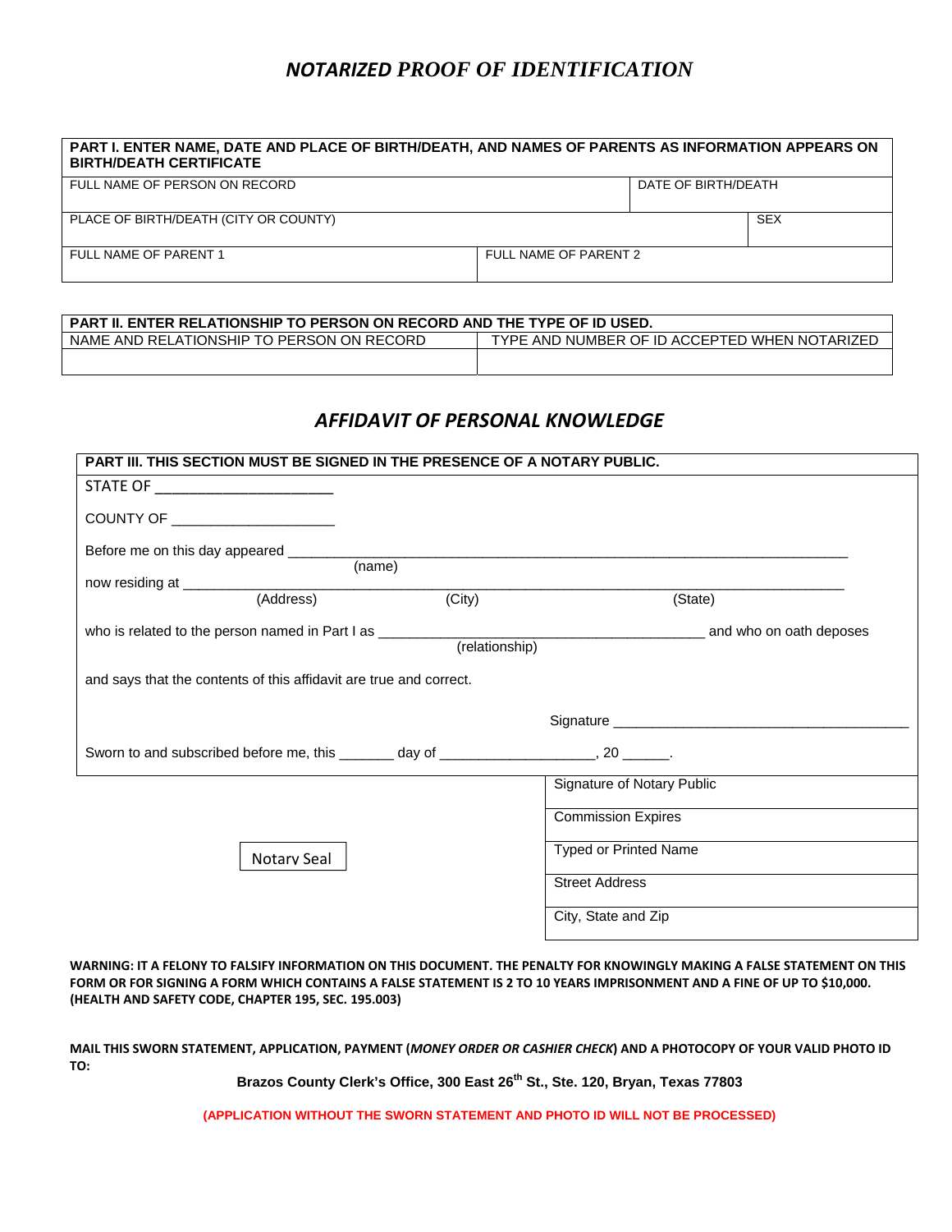# *NOTARIZED PROOF OF IDENTIFICATION*

| **PART I. ENTER NAME, DATE AND PLACE OF BIRTH/DEATH, AND NAMES OF PARENTS AS INFORMATION APPEARS ON BIRTH/DEATH CERTIFICATE** | | |
|---|---|---|
| FULL NAME OF PERSON ON RECORD | | DATE OF BIRTH/DEATH |
| PLACE OF BIRTH/DEATH (CITY OR COUNTY) | | SEX |
| FULL NAME OF PARENT 1 | FULL NAME OF PARENT 2 | |

| **PART II. ENTER RELATIONSHIP TO PERSON ON RECORD AND THE TYPE OF ID USED.** | |
|---|---|
| NAME AND RELATIONSHIP TO PERSON ON RECORD | TYPE AND NUMBER OF ID ACCEPTED WHEN NOTARIZED |
| | |

## *AFFIDAVIT OF PERSONAL KNOWLEDGE*

**PART III. THIS SECTION MUST BE SIGNED IN THE PRESENCE OF A NOTARY PUBLIC.**

STATE OF _____________________

COUNTY OF ____________________

Before me on this day appeared ______________________________________________________________________
(name)

now residing at ______________________________________________________________________________
(Address) (City) (State)

who is related to the person named in Part I as __________________________________________ and who on oath deposes
(relationship)

and says that the contents of this affidavit are true and correct.

Signature ______________________________________

Sworn to and subscribed before me, this _______ day of ___________________, 20 ______.

| | |
|---|---|
| Notary Seal | Signature of Notary Public |
| | Commission Expires |
| | Typed or Printed Name |
| | Street Address |
| | City, State and Zip |

**WARNING: IT A FELONY TO FALSIFY INFORMATION ON THIS DOCUMENT. THE PENALTY FOR KNOWINGLY MAKING A FALSE STATEMENT ON THIS FORM OR FOR SIGNING A FORM WHICH CONTAINS A FALSE STATEMENT IS 2 TO 10 YEARS IMPRISONMENT AND A FINE OF UP TO $10,000. (HEALTH AND SAFETY CODE, CHAPTER 195, SEC. 195.003)**

**MAIL THIS SWORN STATEMENT, APPLICATION, PAYMENT (*MONEY ORDER OR CASHIER CHECK*) AND A PHOTOCOPY OF YOUR VALID PHOTO ID TO:**

**Brazos County Clerk's Office, 300 East 26th St., Ste. 120, Bryan, Texas 77803**

**(APPLICATION WITHOUT THE SWORN STATEMENT AND PHOTO ID WILL NOT BE PROCESSED)**